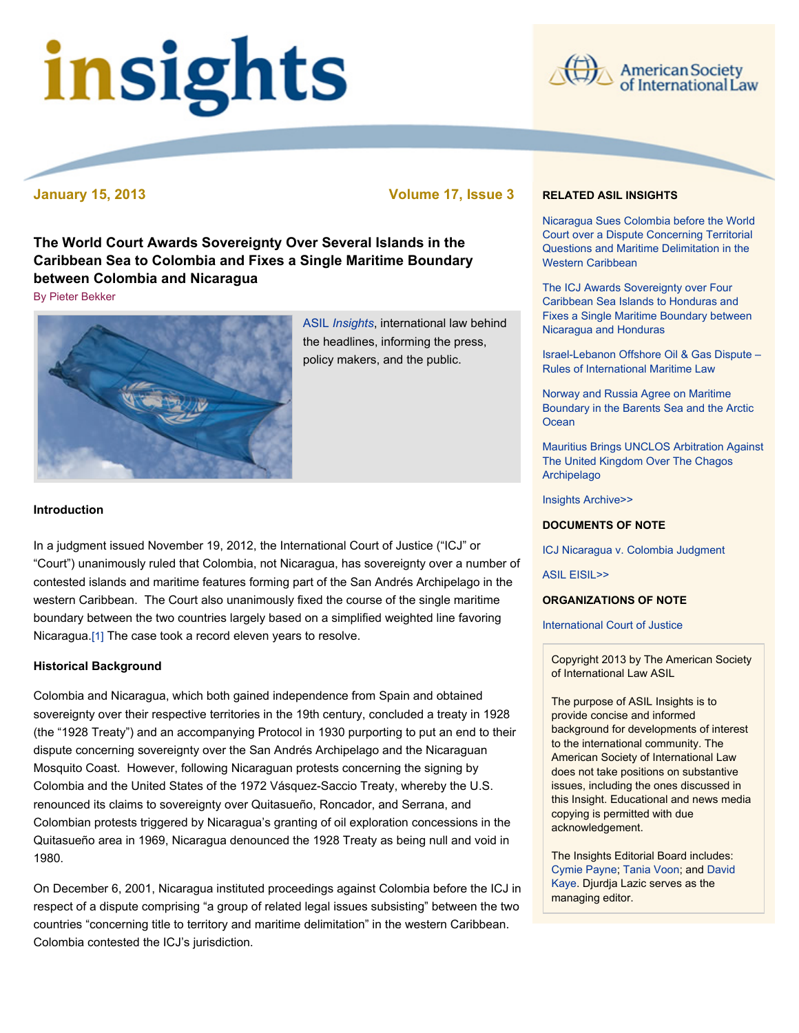# insights

American Society of International Law

January 15, 2013 | Volume 17, Issue 3

## The World Court Awards Sovereignty Over Several Islands in the Caribbean Sea to Colombia and Fixes a Single Maritime Boundary between Colombia and Nicaragua

By Pieter Bekker

ASIL *Insights*, international law behind the headlines, informing the press, policy makers, and the public.

### Introduction

In a judgment issued November 19, 2012, the International Court of Justice ("ICJ" or "Court") unanimously ruled that Colombia, not Nicaragua, has sovereignty over a number of contested islands and maritime features forming part of the San Andrés Archipelago in the western Caribbean. The Court also unanimously fixed the course of the single maritime boundary between the two countries largely based on a simplified weighted line favoring Nicaragua.[1] The case took a record eleven years to resolve.

### Historical Background

Colombia and Nicaragua, which both gained independence from Spain and obtained sovereignty over their respective territories in the 19th century, concluded a treaty in 1928 (the "1928 Treaty") and an accompanying Protocol in 1930 purporting to put an end to their dispute concerning sovereignty over the San Andrés Archipelago and the Nicaraguan Mosquito Coast. However, following Nicaraguan protests concerning the signing by Colombia and the United States of the 1972 Vásquez-Saccio Treaty, whereby the U.S. renounced its claims to sovereignty over Quitasueño, Roncador, and Serrana, and Colombian protests triggered by Nicaragua's granting of oil exploration concessions in the Quitasueño area in 1969, Nicaragua denounced the 1928 Treaty as being null and void in 1980.

On December 6, 2001, Nicaragua instituted proceedings against Colombia before the ICJ in respect of a dispute comprising "a group of related legal issues subsisting" between the two countries "concerning title to territory and maritime delimitation" in the western Caribbean. Colombia contested the ICJ's jurisdiction.

**RELATED ASIL INSIGHTS**

- Nicaragua Sues Colombia before the World Court over a Dispute Concerning Territorial Questions and Maritime Delimitation in the Western Caribbean
- The ICJ Awards Sovereignty over Four Caribbean Sea Islands to Honduras and Fixes a Single Maritime Boundary between Nicaragua and Honduras
- Israel-Lebanon Offshore Oil & Gas Dispute – Rules of International Maritime Law
- Norway and Russia Agree on Maritime Boundary in the Barents Sea and the Arctic Ocean
- Mauritius Brings UNCLOS Arbitration Against The United Kingdom Over The Chagos Archipelago
- Insights Archive>>

**DOCUMENTS OF NOTE**

- ICJ Nicaragua v. Colombia Judgment
- ASIL EISIL>>

**ORGANIZATIONS OF NOTE**

- International Court of Justice

Copyright 2013 by The American Society of International Law ASIL

The purpose of ASIL Insights is to provide concise and informed background for developments of interest to the international community. The American Society of International Law does not take positions on substantive issues, including the ones discussed in this Insight. Educational and news media copying is permitted with due acknowledgement.

The Insights Editorial Board includes: Cymie Payne; Tania Voon; and David Kaye. Djurdja Lazic serves as the managing editor.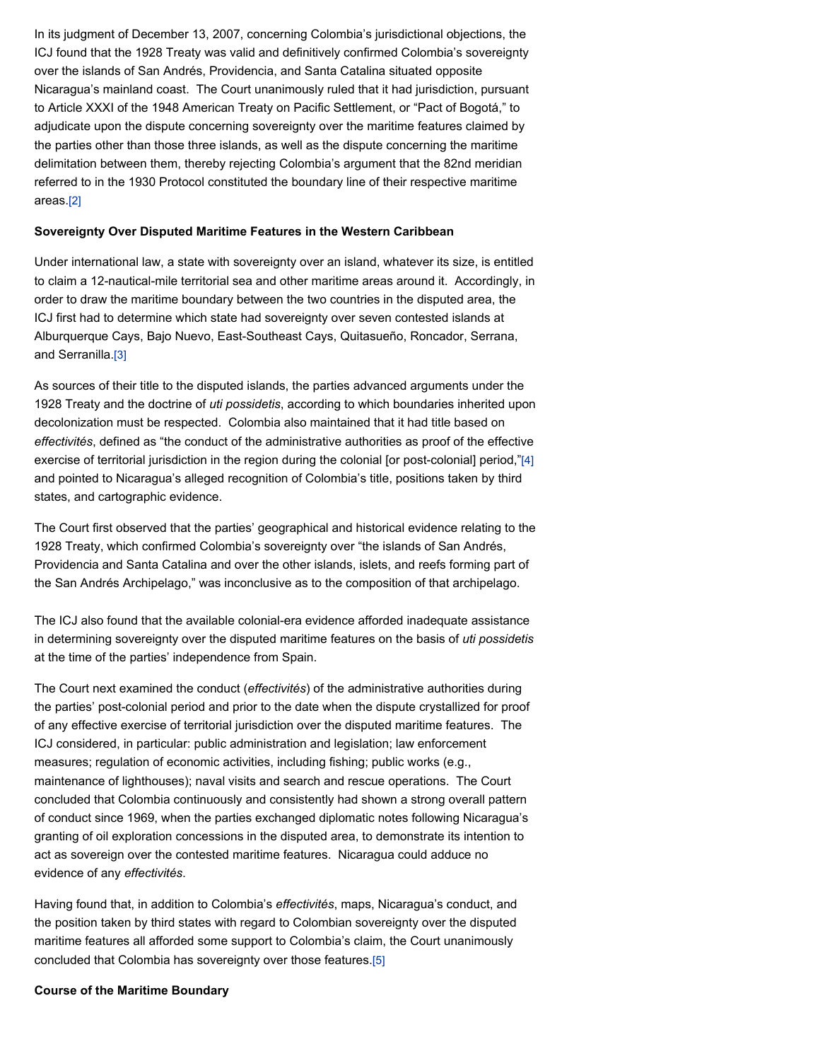In its judgment of December 13, 2007, concerning Colombia's jurisdictional objections, the ICJ found that the 1928 Treaty was valid and definitively confirmed Colombia's sovereignty over the islands of San Andrés, Providencia, and Santa Catalina situated opposite Nicaragua's mainland coast. The Court unanimously ruled that it had jurisdiction, pursuant to Article XXXI of the 1948 American Treaty on Pacific Settlement, or "Pact of Bogotá," to adjudicate upon the dispute concerning sovereignty over the maritime features claimed by the parties other than those three islands, as well as the dispute concerning the maritime delimitation between them, thereby rejecting Colombia's argument that the 82nd meridian referred to in the 1930 Protocol constituted the boundary line of their respective maritime areas.[2]

**Sovereignty Over Disputed Maritime Features in the Western Caribbean**

Under international law, a state with sovereignty over an island, whatever its size, is entitled to claim a 12-nautical-mile territorial sea and other maritime areas around it. Accordingly, in order to draw the maritime boundary between the two countries in the disputed area, the ICJ first had to determine which state had sovereignty over seven contested islands at Alburquerque Cays, Bajo Nuevo, East-Southeast Cays, Quitasueño, Roncador, Serrana, and Serranilla.[3]

As sources of their title to the disputed islands, the parties advanced arguments under the 1928 Treaty and the doctrine of *uti possidetis*, according to which boundaries inherited upon decolonization must be respected. Colombia also maintained that it had title based on *effectivités*, defined as "the conduct of the administrative authorities as proof of the effective exercise of territorial jurisdiction in the region during the colonial [or post-colonial] period,"[4] and pointed to Nicaragua's alleged recognition of Colombia's title, positions taken by third states, and cartographic evidence.

The Court first observed that the parties' geographical and historical evidence relating to the 1928 Treaty, which confirmed Colombia's sovereignty over "the islands of San Andrés, Providencia and Santa Catalina and over the other islands, islets, and reefs forming part of the San Andrés Archipelago," was inconclusive as to the composition of that archipelago.

The ICJ also found that the available colonial-era evidence afforded inadequate assistance in determining sovereignty over the disputed maritime features on the basis of *uti possidetis* at the time of the parties' independence from Spain.

The Court next examined the conduct (*effectivités*) of the administrative authorities during the parties' post-colonial period and prior to the date when the dispute crystallized for proof of any effective exercise of territorial jurisdiction over the disputed maritime features. The ICJ considered, in particular: public administration and legislation; law enforcement measures; regulation of economic activities, including fishing; public works (e.g., maintenance of lighthouses); naval visits and search and rescue operations. The Court concluded that Colombia continuously and consistently had shown a strong overall pattern of conduct since 1969, when the parties exchanged diplomatic notes following Nicaragua's granting of oil exploration concessions in the disputed area, to demonstrate its intention to act as sovereign over the contested maritime features. Nicaragua could adduce no evidence of any *effectivités*.

Having found that, in addition to Colombia's *effectivités*, maps, Nicaragua's conduct, and the position taken by third states with regard to Colombian sovereignty over the disputed maritime features all afforded some support to Colombia's claim, the Court unanimously concluded that Colombia has sovereignty over those features.[5]

**Course of the Maritime Boundary**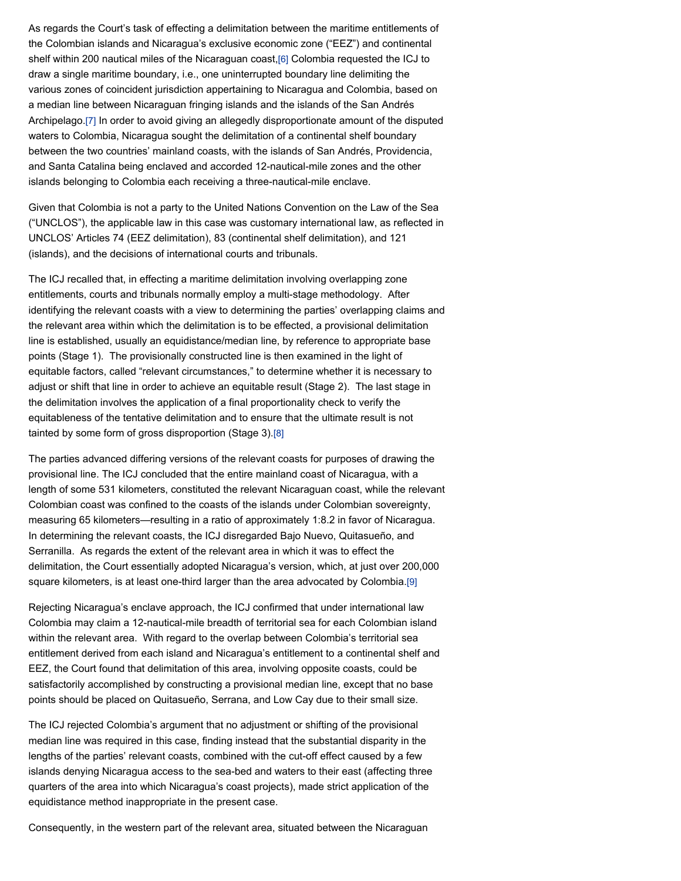As regards the Court's task of effecting a delimitation between the maritime entitlements of the Colombian islands and Nicaragua's exclusive economic zone ("EEZ") and continental shelf within 200 nautical miles of the Nicaraguan coast,[6] Colombia requested the ICJ to draw a single maritime boundary, i.e., one uninterrupted boundary line delimiting the various zones of coincident jurisdiction appertaining to Nicaragua and Colombia, based on a median line between Nicaraguan fringing islands and the islands of the San Andrés Archipelago.[7] In order to avoid giving an allegedly disproportionate amount of the disputed waters to Colombia, Nicaragua sought the delimitation of a continental shelf boundary between the two countries' mainland coasts, with the islands of San Andrés, Providencia, and Santa Catalina being enclaved and accorded 12-nautical-mile zones and the other islands belonging to Colombia each receiving a three-nautical-mile enclave.

Given that Colombia is not a party to the United Nations Convention on the Law of the Sea ("UNCLOS"), the applicable law in this case was customary international law, as reflected in UNCLOS' Articles 74 (EEZ delimitation), 83 (continental shelf delimitation), and 121 (islands), and the decisions of international courts and tribunals.

The ICJ recalled that, in effecting a maritime delimitation involving overlapping zone entitlements, courts and tribunals normally employ a multi-stage methodology. After identifying the relevant coasts with a view to determining the parties' overlapping claims and the relevant area within which the delimitation is to be effected, a provisional delimitation line is established, usually an equidistance/median line, by reference to appropriate base points (Stage 1). The provisionally constructed line is then examined in the light of equitable factors, called "relevant circumstances," to determine whether it is necessary to adjust or shift that line in order to achieve an equitable result (Stage 2). The last stage in the delimitation involves the application of a final proportionality check to verify the equitableness of the tentative delimitation and to ensure that the ultimate result is not tainted by some form of gross disproportion (Stage 3).[8]

The parties advanced differing versions of the relevant coasts for purposes of drawing the provisional line. The ICJ concluded that the entire mainland coast of Nicaragua, with a length of some 531 kilometers, constituted the relevant Nicaraguan coast, while the relevant Colombian coast was confined to the coasts of the islands under Colombian sovereignty, measuring 65 kilometers—resulting in a ratio of approximately 1:8.2 in favor of Nicaragua. In determining the relevant coasts, the ICJ disregarded Bajo Nuevo, Quitasueño, and Serranilla. As regards the extent of the relevant area in which it was to effect the delimitation, the Court essentially adopted Nicaragua's version, which, at just over 200,000 square kilometers, is at least one-third larger than the area advocated by Colombia.[9]

Rejecting Nicaragua's enclave approach, the ICJ confirmed that under international law Colombia may claim a 12-nautical-mile breadth of territorial sea for each Colombian island within the relevant area. With regard to the overlap between Colombia's territorial sea entitlement derived from each island and Nicaragua's entitlement to a continental shelf and EEZ, the Court found that delimitation of this area, involving opposite coasts, could be satisfactorily accomplished by constructing a provisional median line, except that no base points should be placed on Quitasueño, Serrana, and Low Cay due to their small size.

The ICJ rejected Colombia's argument that no adjustment or shifting of the provisional median line was required in this case, finding instead that the substantial disparity in the lengths of the parties' relevant coasts, combined with the cut-off effect caused by a few islands denying Nicaragua access to the sea-bed and waters to their east (affecting three quarters of the area into which Nicaragua's coast projects), made strict application of the equidistance method inappropriate in the present case.

Consequently, in the western part of the relevant area, situated between the Nicaraguan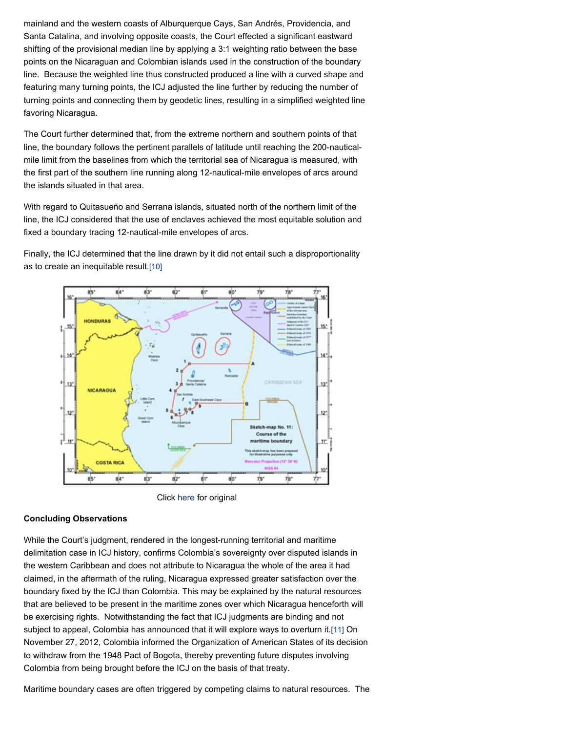mainland and the western coasts of Alburquerque Cays, San Andrés, Providencia, and Santa Catalina, and involving opposite coasts, the Court effected a significant eastward shifting of the provisional median line by applying a 3:1 weighting ratio between the base points on the Nicaraguan and Colombian islands used in the construction of the boundary line. Because the weighted line thus constructed produced a line with a curved shape and featuring many turning points, the ICJ adjusted the line further by reducing the number of turning points and connecting them by geodetic lines, resulting in a simplified weighted line favoring Nicaragua.

The Court further determined that, from the extreme northern and southern points of that line, the boundary follows the pertinent parallels of latitude until reaching the 200-nautical-mile limit from the baselines from which the territorial sea of Nicaragua is measured, with the first part of the southern line running along 12-nautical-mile envelopes of arcs around the islands situated in that area.

With regard to Quitasueño and Serrana islands, situated north of the northern limit of the line, the ICJ considered that the use of enclaves achieved the most equitable solution and fixed a boundary tracing 12-nautical-mile envelopes of arcs.

Finally, the ICJ determined that the line drawn by it did not entail such a disproportionality as to create an inequitable result.[10]

Click here for original

**Concluding Observations**

While the Court's judgment, rendered in the longest-running territorial and maritime delimitation case in ICJ history, confirms Colombia's sovereignty over disputed islands in the western Caribbean and does not attribute to Nicaragua the whole of the area it had claimed, in the aftermath of the ruling, Nicaragua expressed greater satisfaction over the boundary fixed by the ICJ than Colombia. This may be explained by the natural resources that are believed to be present in the maritime zones over which Nicaragua henceforth will be exercising rights. Notwithstanding the fact that ICJ judgments are binding and not subject to appeal, Colombia has announced that it will explore ways to overturn it.[11] On November 27, 2012, Colombia informed the Organization of American States of its decision to withdraw from the 1948 Pact of Bogota, thereby preventing future disputes involving Colombia from being brought before the ICJ on the basis of that treaty.

Maritime boundary cases are often triggered by competing claims to natural resources. The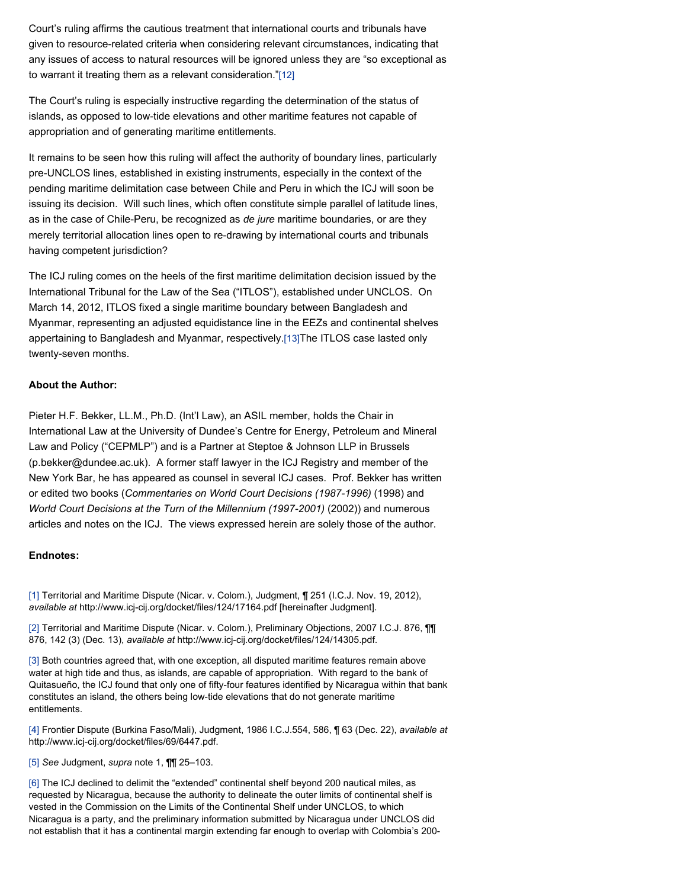Court's ruling affirms the cautious treatment that international courts and tribunals have given to resource-related criteria when considering relevant circumstances, indicating that any issues of access to natural resources will be ignored unless they are "so exceptional as to warrant it treating them as a relevant consideration."[12]

The Court's ruling is especially instructive regarding the determination of the status of islands, as opposed to low-tide elevations and other maritime features not capable of appropriation and of generating maritime entitlements.

It remains to be seen how this ruling will affect the authority of boundary lines, particularly pre-UNCLOS lines, established in existing instruments, especially in the context of the pending maritime delimitation case between Chile and Peru in which the ICJ will soon be issuing its decision. Will such lines, which often constitute simple parallel of latitude lines, as in the case of Chile-Peru, be recognized as *de jure* maritime boundaries, or are they merely territorial allocation lines open to re-drawing by international courts and tribunals having competent jurisdiction?

The ICJ ruling comes on the heels of the first maritime delimitation decision issued by the International Tribunal for the Law of the Sea ("ITLOS"), established under UNCLOS. On March 14, 2012, ITLOS fixed a single maritime boundary between Bangladesh and Myanmar, representing an adjusted equidistance line in the EEZs and continental shelves appertaining to Bangladesh and Myanmar, respectively.[13]The ITLOS case lasted only twenty-seven months.

**About the Author:**

Pieter H.F. Bekker, LL.M., Ph.D. (Int'l Law), an ASIL member, holds the Chair in International Law at the University of Dundee's Centre for Energy, Petroleum and Mineral Law and Policy ("CEPMLP") and is a Partner at Steptoe & Johnson LLP in Brussels (p.bekker@dundee.ac.uk). A former staff lawyer in the ICJ Registry and member of the New York Bar, he has appeared as counsel in several ICJ cases. Prof. Bekker has written or edited two books (*Commentaries on World Court Decisions (1987-1996)* (1998) and *World Court Decisions at the Turn of the Millennium (1997-2001)* (2002)) and numerous articles and notes on the ICJ. The views expressed herein are solely those of the author.

**Endnotes:**

[1] Territorial and Maritime Dispute (Nicar. v. Colom.), Judgment, ¶ 251 (I.C.J. Nov. 19, 2012), *available at* http://www.icj-cij.org/docket/files/124/17164.pdf [hereinafter Judgment].

[2] Territorial and Maritime Dispute (Nicar. v. Colom.), Preliminary Objections, 2007 I.C.J. 876, ¶¶ 876, 142 (3) (Dec. 13), *available at* http://www.icj-cij.org/docket/files/124/14305.pdf.

[3] Both countries agreed that, with one exception, all disputed maritime features remain above water at high tide and thus, as islands, are capable of appropriation. With regard to the bank of Quitasueño, the ICJ found that only one of fifty-four features identified by Nicaragua within that bank constitutes an island, the others being low-tide elevations that do not generate maritime entitlements.

[4] Frontier Dispute (Burkina Faso/Mali), Judgment, 1986 I.C.J.554, 586, ¶ 63 (Dec. 22), *available at* http://www.icj-cij.org/docket/files/69/6447.pdf.

[5] *See* Judgment, *supra* note 1, ¶¶ 25–103.

[6] The ICJ declined to delimit the "extended" continental shelf beyond 200 nautical miles, as requested by Nicaragua, because the authority to delineate the outer limits of continental shelf is vested in the Commission on the Limits of the Continental Shelf under UNCLOS, to which Nicaragua is a party, and the preliminary information submitted by Nicaragua under UNCLOS did not establish that it has a continental margin extending far enough to overlap with Colombia's 200-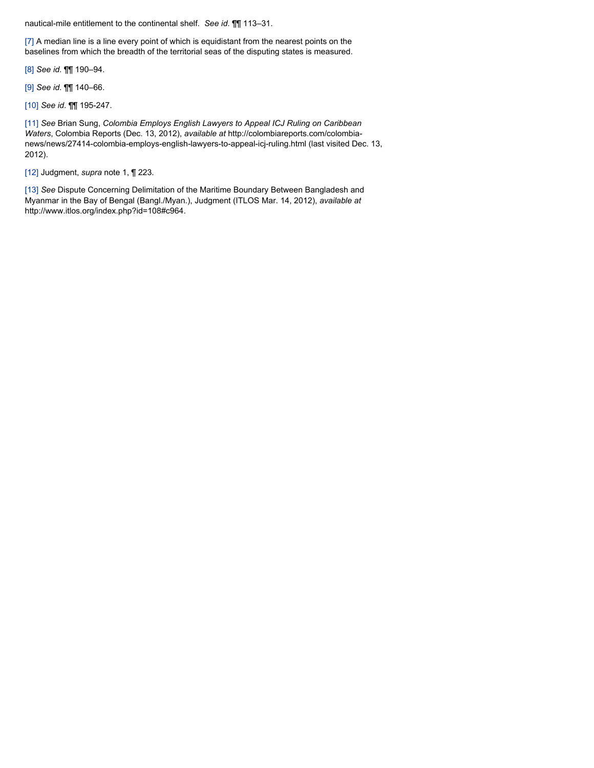nautical-mile entitlement to the continental shelf. *See id.* ¶¶ 113–31.

[7] A median line is a line every point of which is equidistant from the nearest points on the baselines from which the breadth of the territorial seas of the disputing states is measured.

[8] *See id.* ¶¶ 190–94.

[9] *See id.* ¶¶ 140–66.

[10] *See id.* ¶¶ 195-247.

[11] *See* Brian Sung, *Colombia Employs English Lawyers to Appeal ICJ Ruling on Caribbean Waters*, Colombia Reports (Dec. 13, 2012), *available at* http://colombiareports.com/colombia-news/news/27414-colombia-employs-english-lawyers-to-appeal-icj-ruling.html (last visited Dec. 13, 2012).

[12] Judgment, *supra* note 1, ¶ 223.

[13] *See* Dispute Concerning Delimitation of the Maritime Boundary Between Bangladesh and Myanmar in the Bay of Bengal (Bangl./Myan.), Judgment (ITLOS Mar. 14, 2012), *available at* http://www.itlos.org/index.php?id=108#c964.